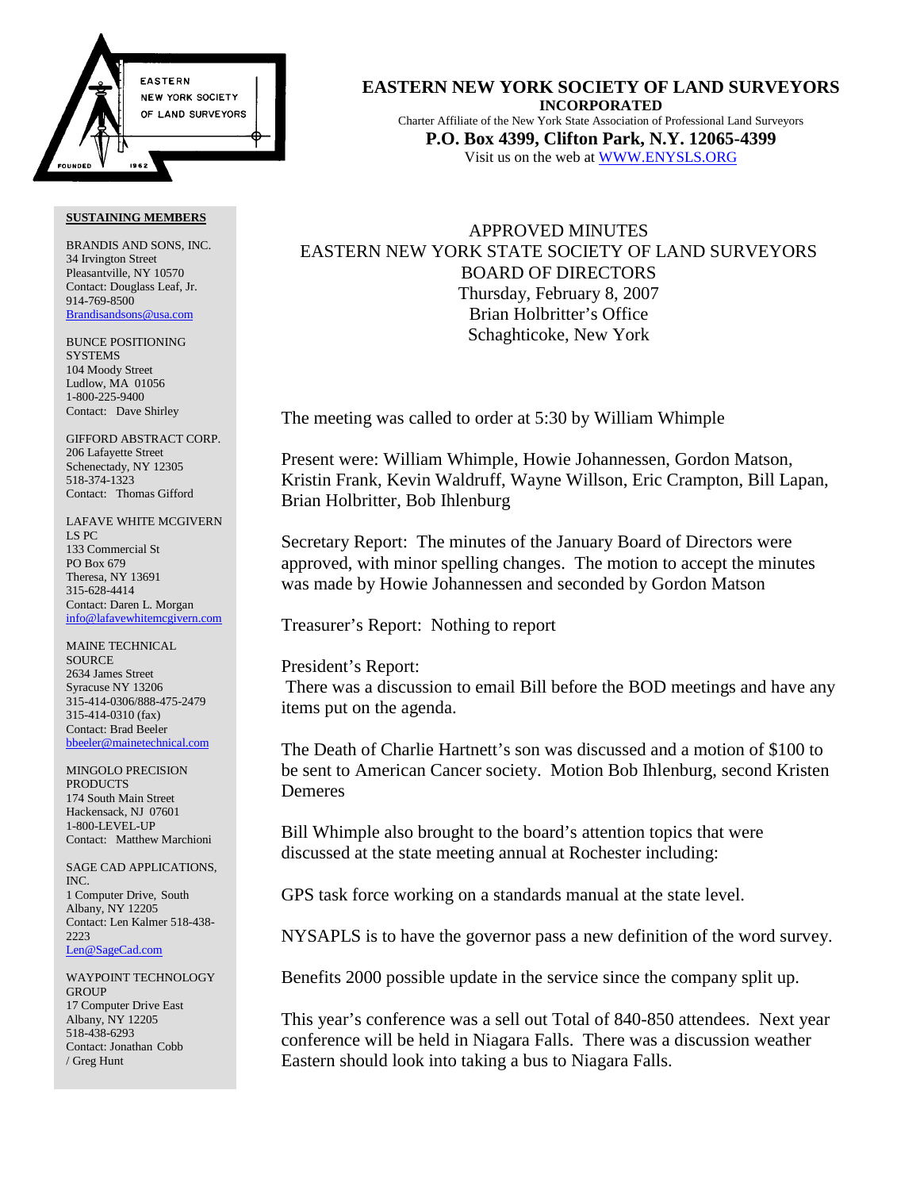# EASTERN NEW YORK SOCIETY OF LAND SURVEYORS

**INCORPORATED**

Charter Affiliate of the New York State Association of Professional Land Surveyors

**P.O. Box 4399, Clifton Park, N.Y. 12065-4399**

Visit us on the web at [WWW.ENYSLS.ORG](http://WWW.ENYSLS.ORG)

APPROVED MINUTES
EASTERN NEW YORK STATE SOCIETY OF LAND SURVEYORS
BOARD OF DIRECTORS
Thursday, February 8, 2007
Brian Holbritter's Office
Schaghticoke, New York

The meeting was called to order at 5:30 by William Whimple

Present were: William Whimple, Howie Johannessen, Gordon Matson, Kristin Frank, Kevin Waldruff, Wayne Willson, Eric Crampton, Bill Lapan, Brian Holbritter, Bob Ihlenburg

Secretary Report: The minutes of the January Board of Directors were approved, with minor spelling changes. The motion to accept the minutes was made by Howie Johannessen and seconded by Gordon Matson

Treasurer's Report: Nothing to report

President's Report:
There was a discussion to email Bill before the BOD meetings and have any items put on the agenda.

The Death of Charlie Hartnett's son was discussed and a motion of $100 to be sent to American Cancer society. Motion Bob Ihlenburg, second Kristen Demeres

Bill Whimple also brought to the board's attention topics that were discussed at the state meeting annual at Rochester including:

GPS task force working on a standards manual at the state level.

NYSAPLS is to have the governor pass a new definition of the word survey.

Benefits 2000 possible update in the service since the company split up.

This year's conference was a sell out Total of 840-850 attendees. Next year conference will be held in Niagara Falls. There was a discussion weather Eastern should look into taking a bus to Niagara Falls.

**SUSTAINING MEMBERS**

BRANDIS AND SONS, INC.
34 Irvington Street
Pleasantville, NY 10570
Contact: Douglass Leaf, Jr.
914-769-8500
Brandisandsons@usa.com

BUNCE POSITIONING SYSTEMS
104 Moody Street
Ludlow, MA 01056
1-800-225-9400
Contact: Dave Shirley

GIFFORD ABSTRACT CORP.
206 Lafayette Street
Schenectady, NY 12305
518-374-1323
Contact: Thomas Gifford

LAFAVE WHITE MCGIVERN LS PC
133 Commercial St
PO Box 679
Theresa, NY 13691
315-628-4414
Contact: Daren L. Morgan
info@lafavewhitemcgivern.com

MAINE TECHNICAL SOURCE
2634 James Street
Syracuse NY 13206
315-414-0306/888-475-2479
315-414-0310 (fax)
Contact: Brad Beeler
bbeeler@mainetechnical.com

MINGOLO PRECISION PRODUCTS
174 South Main Street
Hackensack, NJ 07601
1-800-LEVEL-UP
Contact: Matthew Marchioni

SAGE CAD APPLICATIONS, INC.
1 Computer Drive, South
Albany, NY 12205
Contact: Len Kalmer 518-438-2223
Len@SageCad.com

WAYPOINT TECHNOLOGY GROUP
17 Computer Drive East
Albany, NY 12205
518-438-6293
Contact: Jonathan Cobb / Greg Hunt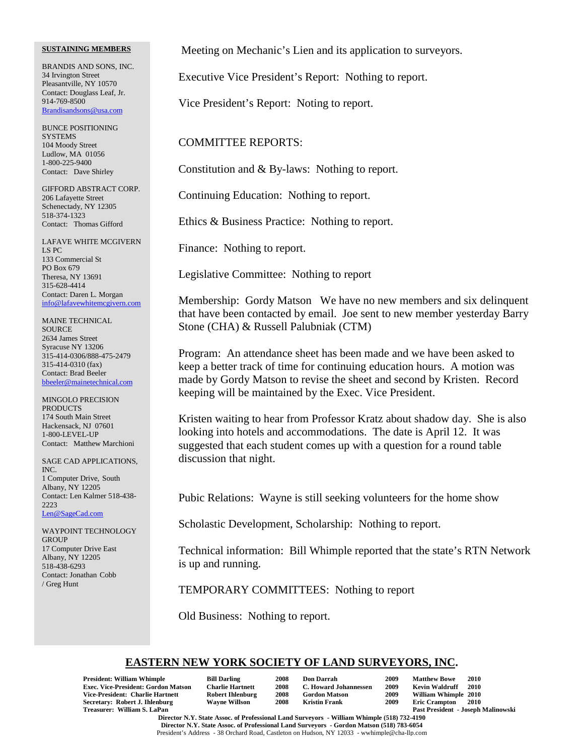Meeting on Mechanic's Lien and its application to surveyors.

Executive Vice President's Report: Nothing to report.

Vice President's Report: Noting to report.

COMMITTEE REPORTS:

Constitution and & By-laws: Nothing to report.

Continuing Education: Nothing to report.

Ethics & Business Practice: Nothing to report.

Finance: Nothing to report.

Legislative Committee: Nothing to report

Membership: Gordy Matson We have no new members and six delinquent that have been contacted by email. Joe sent to new member yesterday Barry Stone (CHA) & Russell Palubniak (CTM)

Program: An attendance sheet has been made and we have been asked to keep a better track of time for continuing education hours. A motion was made by Gordy Matson to revise the sheet and second by Kristen. Record keeping will be maintained by the Exec. Vice President.

Kristen waiting to hear from Professor Kratz about shadow day. She is also looking into hotels and accommodations. The date is April 12. It was suggested that each student comes up with a question for a round table discussion that night.

Pubic Relations: Wayne is still seeking volunteers for the home show

Scholastic Development, Scholarship: Nothing to report.

Technical information: Bill Whimple reported that the state's RTN Network is up and running.

TEMPORARY COMMITTEES: Nothing to report

Old Business: Nothing to report.

**SUSTAINING MEMBERS**

BRANDIS AND SONS, INC.
34 Irvington Street
Pleasantville, NY 10570
Contact: Douglass Leaf, Jr.
914-769-8500
Brandisandsons@usa.com

BUNCE POSITIONING SYSTEMS
104 Moody Street
Ludlow, MA 01056
1-800-225-9400
Contact: Dave Shirley

GIFFORD ABSTRACT CORP.
206 Lafayette Street
Schenectady, NY 12305
518-374-1323
Contact: Thomas Gifford

LAFAVE WHITE MCGIVERN LS PC
133 Commercial St
PO Box 679
Theresa, NY 13691
315-628-4414
Contact: Daren L. Morgan
info@lafavewhitemcgivern.com

MAINE TECHNICAL SOURCE
2634 James Street
Syracuse NY 13206
315-414-0306/888-475-2479
315-414-0310 (fax)
Contact: Brad Beeler
bbeeler@mainetechnical.com

MINGOLO PRECISION PRODUCTS
174 South Main Street
Hackensack, NJ 07601
1-800-LEVEL-UP
Contact: Matthew Marchioni

SAGE CAD APPLICATIONS, INC.
1 Computer Drive, South
Albany, NY 12205
Contact: Len Kalmer 518-438-2223
Len@SageCad.com

WAYPOINT TECHNOLOGY GROUP
17 Computer Drive East
Albany, NY 12205
518-438-6293
Contact: Jonathan Cobb / Greg Hunt

**EASTERN NEW YORK SOCIETY OF LAND SURVEYORS, INC.**

| | | | | | | |
|---|---|---|---|---|---|---|
| **President: William Whimple** | **Bill Darling** | **2008** | **Don Darrah** | **2009** | **Matthew Bowe** | **2010** |
| **Exec. Vice-President: Gordon Matson** | **Charlie Hartnett** | **2008** | **C. Howard Johannessen** | **2009** | **Kevin Waldruff** | **2010** |
| **Vice-President: Charlie Hartnett** | **Robert Ihlenburg** | **2008** | **Gordon Matson** | **2009** | **William Whimple** | **2010** |
| **Secretary: Robert J. Ihlenburg** | **Wayne Willson** | **2008** | **Kristin Frank** | **2009** | **Eric Crampton** | **2010** |
| **Treasurer: William S. LaPan** | | | | | **Past President - Joseph Malinowski** | |

**Director N.Y. State Assoc. of Professional Land Surveyors - William Whimple (518) 732-4190**
**Director N.Y. State Assoc. of Professional Land Surveyors - Gordon Matson (518) 783-6054**
President's Address - 38 Orchard Road, Castleton on Hudson, NY 12033 - wwhimple@cha-llp.com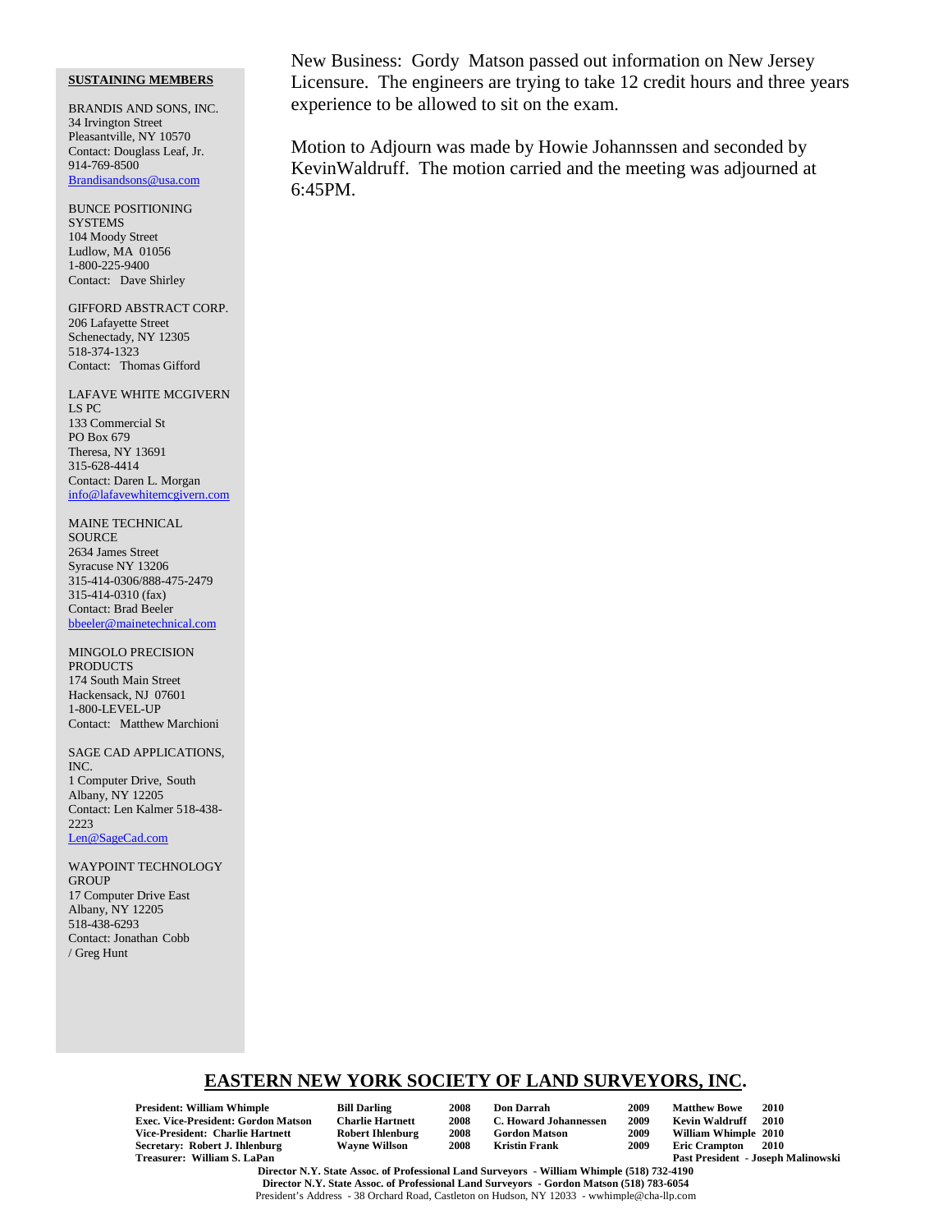New Business: Gordy Matson passed out information on New Jersey Licensure. The engineers are trying to take 12 credit hours and three years experience to be allowed to sit on the exam.

Motion to Adjourn was made by Howie Johannssen and seconded by KevinWaldruff. The motion carried and the meeting was adjourned at 6:45PM.

**SUSTAINING MEMBERS**

BRANDIS AND SONS, INC.
34 Irvington Street
Pleasantville, NY 10570
Contact: Douglass Leaf, Jr.
914-769-8500
Brandisandsons@usa.com

BUNCE POSITIONING SYSTEMS
104 Moody Street
Ludlow, MA 01056
1-800-225-9400
Contact: Dave Shirley

GIFFORD ABSTRACT CORP.
206 Lafayette Street
Schenectady, NY 12305
518-374-1323
Contact: Thomas Gifford

LAFAVE WHITE MCGIVERN LS PC
133 Commercial St
PO Box 679
Theresa, NY 13691
315-628-4414
Contact: Daren L. Morgan
info@lafavewhitemcgivern.com

MAINE TECHNICAL SOURCE
2634 James Street
Syracuse NY 13206
315-414-0306/888-475-2479
315-414-0310 (fax)
Contact: Brad Beeler
bbeeler@mainetechnical.com

MINGOLO PRECISION PRODUCTS
174 South Main Street
Hackensack, NJ 07601
1-800-LEVEL-UP
Contact: Matthew Marchioni

SAGE CAD APPLICATIONS, INC.
1 Computer Drive, South
Albany, NY 12205
Contact: Len Kalmer 518-438-2223
Len@SageCad.com

WAYPOINT TECHNOLOGY GROUP
17 Computer Drive East
Albany, NY 12205
518-438-6293
Contact: Jonathan Cobb / Greg Hunt

## EASTERN NEW YORK SOCIETY OF LAND SURVEYORS, INC.

| | | | | | | | |
|---|---|---|---|---|---|---|---|
| **President: William Whimple** | **Bill Darling** | **2008** | **Don Darrah** | **2009** | **Matthew Bowe** | **2010** |
| **Exec. Vice-President: Gordon Matson** | **Charlie Hartnett** | **2008** | **C. Howard Johannessen** | **2009** | **Kevin Waldruff** | **2010** |
| **Vice-President: Charlie Hartnett** | **Robert Ihlenburg** | **2008** | **Gordon Matson** | **2009** | **William Whimple** | **2010** |
| **Secretary: Robert J. Ihlenburg** | **Wayne Willson** | **2008** | **Kristin Frank** | **2009** | **Eric Crampton** | **2010** |
| **Treasurer: William S. LaPan** | | | | | **Past President - Joseph Malinowski** | |

**Director N.Y. State Assoc. of Professional Land Surveyors - William Whimple (518) 732-4190**
**Director N.Y. State Assoc. of Professional Land Surveyors - Gordon Matson (518) 783-6054**
President's Address - 38 Orchard Road, Castleton on Hudson, NY 12033 - wwhimple@cha-llp.com